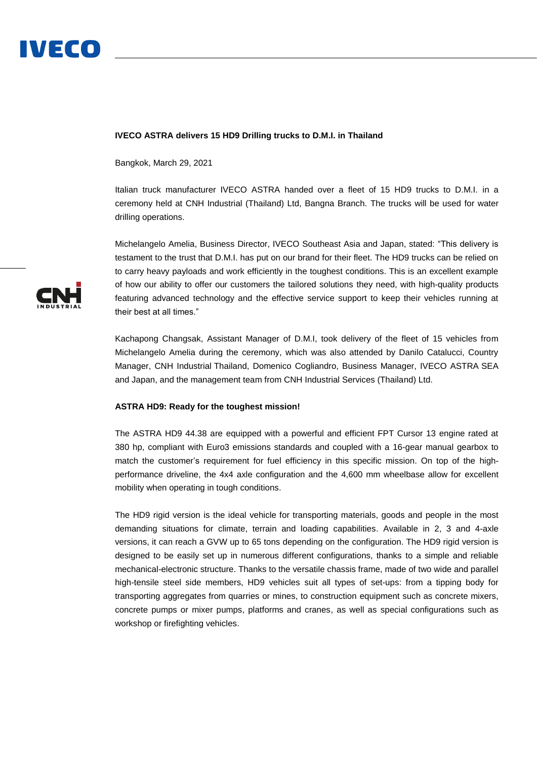# IVECO ASTRA delivers 15 HD9 Drilling trucks to D.M.I. in Thailand

Bangkok, March 29, 2021

Italian truck manufacturer IVECO ASTRA handed over a fleet of 15 HD9 trucks to D.M.I. in a ceremony held at CNH Industrial (Thailand) Ltd, Bangna Branch. The trucks will be used for water drilling operations.

Michelangelo Amelia, Business Director, IVECO Southeast Asia and Japan, stated: "This delivery is testament to the trust that D.M.I. has put on our brand for their fleet. The HD9 trucks can be relied on to carry heavy payloads and work efficiently in the toughest conditions. This is an excellent example of how our ability to offer our customers the tailored solutions they need, with high-quality products featuring advanced technology and the effective service support to keep their vehicles running at their best at all times."

Kachapong Changsak, Assistant Manager of D.M.I, took delivery of the fleet of 15 vehicles from Michelangelo Amelia during the ceremony, which was also attended by Danilo Catalucci, Country Manager, CNH Industrial Thailand, Domenico Cogliandro, Business Manager, IVECO ASTRA SEA and Japan, and the management team from CNH Industrial Services (Thailand) Ltd.

## ASTRA HD9: Ready for the toughest mission!

The ASTRA HD9 44.38 are equipped with a powerful and efficient FPT Cursor 13 engine rated at 380 hp, compliant with Euro3 emissions standards and coupled with a 16-gear manual gearbox to match the customer's requirement for fuel efficiency in this specific mission. On top of the high-performance driveline, the 4x4 axle configuration and the 4,600 mm wheelbase allow for excellent mobility when operating in tough conditions.

The HD9 rigid version is the ideal vehicle for transporting materials, goods and people in the most demanding situations for climate, terrain and loading capabilities. Available in 2, 3 and 4-axle versions, it can reach a GVW up to 65 tons depending on the configuration. The HD9 rigid version is designed to be easily set up in numerous different configurations, thanks to a simple and reliable mechanical-electronic structure. Thanks to the versatile chassis frame, made of two wide and parallel high-tensile steel side members, HD9 vehicles suit all types of set-ups: from a tipping body for transporting aggregates from quarries or mines, to construction equipment such as concrete mixers, concrete pumps or mixer pumps, platforms and cranes, as well as special configurations such as workshop or firefighting vehicles.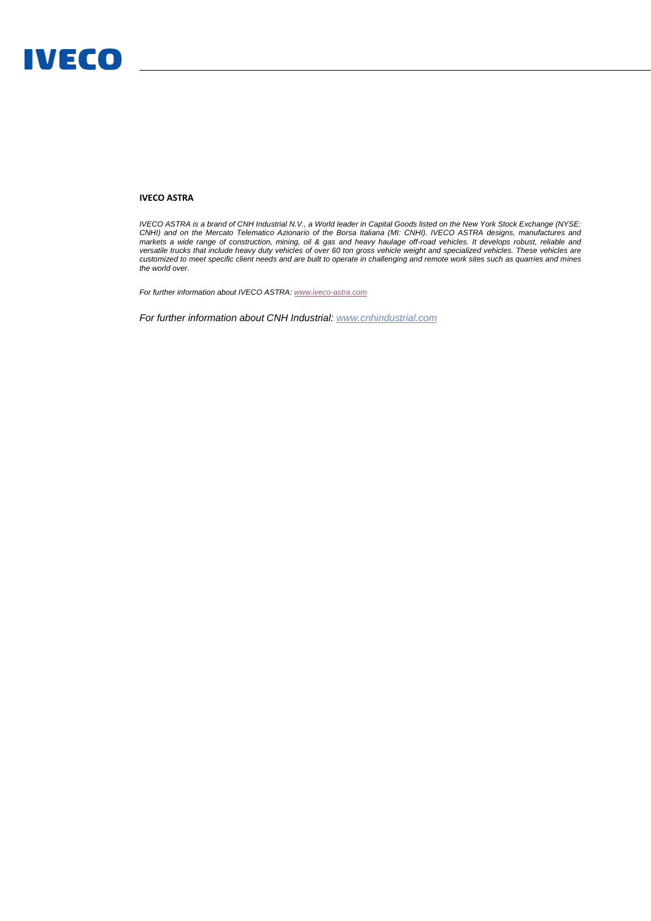**IVECO ASTRA**

*IVECO ASTRA is a brand of CNH Industrial N.V., a World leader in Capital Goods listed on the New York Stock Exchange (NYSE: CNHI) and on the Mercato Telematico Azionario of the Borsa Italiana (MI: CNHI). IVECO ASTRA designs, manufactures and markets a wide range of construction, mining, oil & gas and heavy haulage off-road vehicles. It develops robust, reliable and versatile trucks that include heavy duty vehicles of over 60 ton gross vehicle weight and specialized vehicles. These vehicles are customized to meet specific client needs and are built to operate in challenging and remote work sites such as quarries and mines the world over.*

*For further information about IVECO ASTRA: www.iveco-astra.com*

*For further information about CNH Industrial: www.cnhindustrial.com*